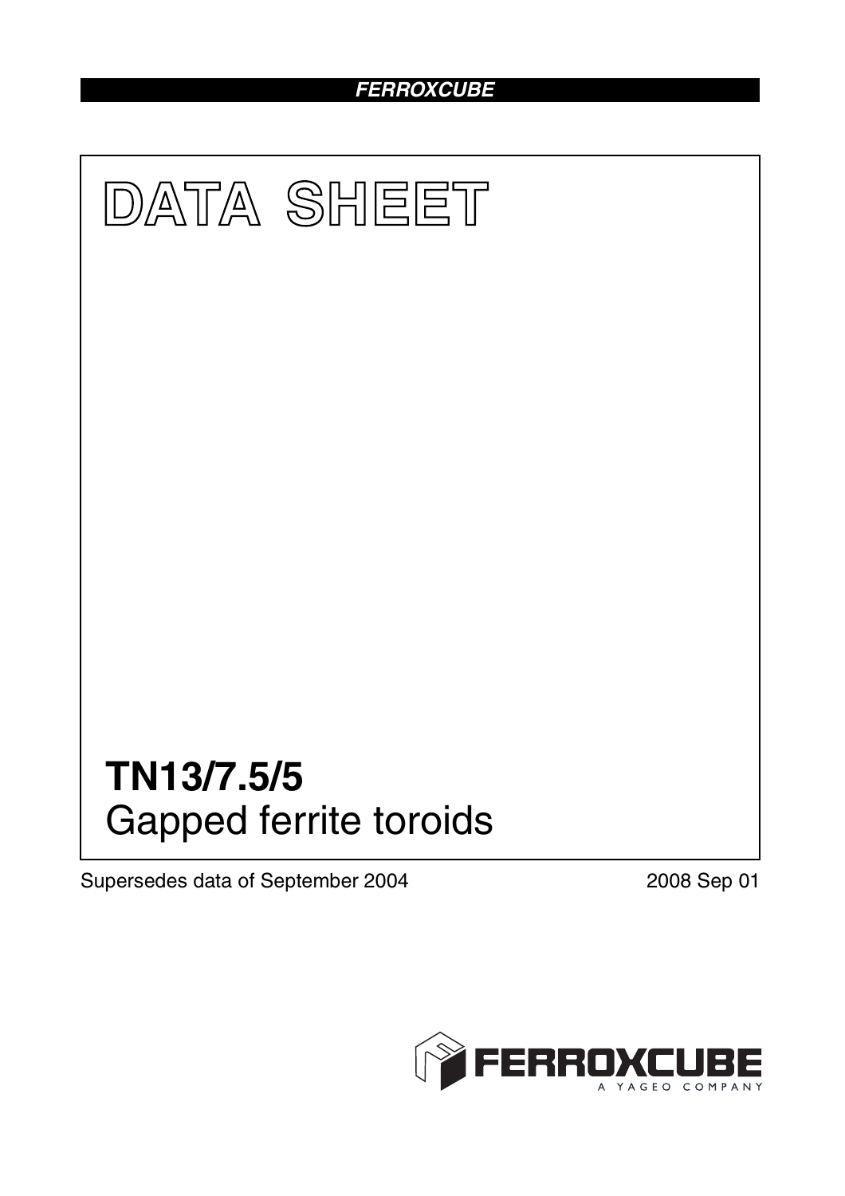FERROXCUBE

# DATA SHEET

# TN13/7.5/5
## Gapped ferrite toroids

Supersedes data of September 2004

2008 Sep 01

FERROXCUBE
A YAGEO COMPANY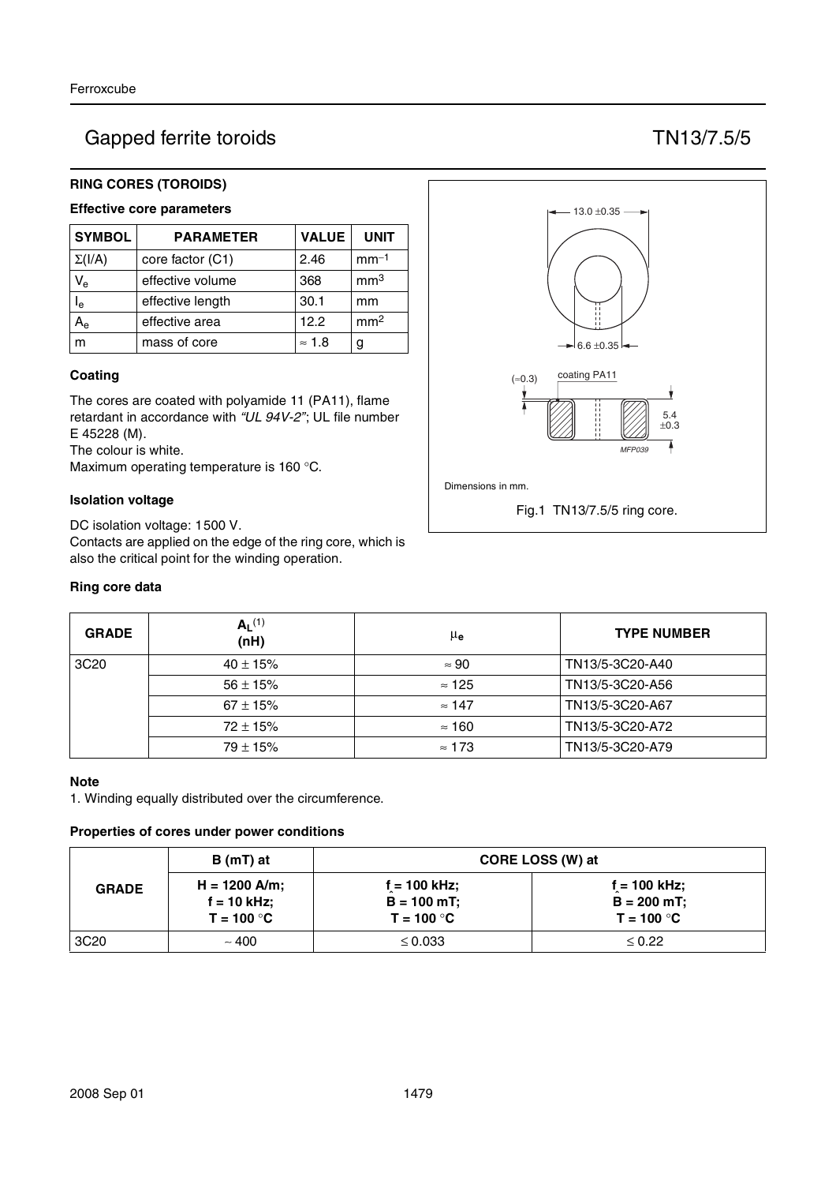# Gapped ferrite toroids TN13/7.5/5

## RING CORES (TOROIDS)

### Effective core parameters

| SYMBOL | PARAMETER | VALUE | UNIT |
|---|---|---|---|
| $\Sigma(I/A)$ | core factor (C1) | 2.46 | $mm^{-1}$ |
| $V_e$ | effective volume | 368 | $mm^3$ |
| $I_e$ | effective length | 30.1 | mm |
| $A_e$ | effective area | 12.2 | $mm^2$ |
| m | mass of core | ≈ 1.8 | g |

### Coating

The cores are coated with polyamide 11 (PA11), flame retardant in accordance with *"UL 94V-2"*; UL file number E 45228 (M).
The colour is white.
Maximum operating temperature is 160 °C.

### Isolation voltage

DC isolation voltage: 1500 V.
Contacts are applied on the edge of the ring core, which is also the critical point for the winding operation.

13.0 ±0.35

6.6 ±0.35

(≈0.3) coating PA11

5.4 ±0.3

MFP039

Dimensions in mm.

Fig.1 TN13/7.5/5 ring core.

### Ring core data

| GRADE | $A_L$ [1] (nH) | $\mu_e$ | TYPE NUMBER |
|---|---|---|---|
| 3C20 | 40 ± 15% | ≈ 90 | TN13/5-3C20-A40 |
| | 56 ± 15% | ≈ 125 | TN13/5-3C20-A56 |
| | 67 ± 15% | ≈ 147 | TN13/5-3C20-A67 |
| | 72 ± 15% | ≈ 160 | TN13/5-3C20-A72 |
| | 79 ± 15% | ≈ 173 | TN13/5-3C20-A79 |

### Note

1. Winding equally distributed over the circumference.

### Properties of cores under power conditions

| GRADE | B (mT) at | CORE LOSS (W) at | |
|---|---|---|---|
| | H = 1200 A/m; f = 10 kHz; T = 100 °C | f = 100 kHz; $\hat{B}$ = 100 mT; T = 100 °C | f = 100 kHz; $\hat{B}$ = 200 mT; T = 100 °C |
| 3C20 | ∼ 400 | ≤ 0.033 | ≤ 0.22 |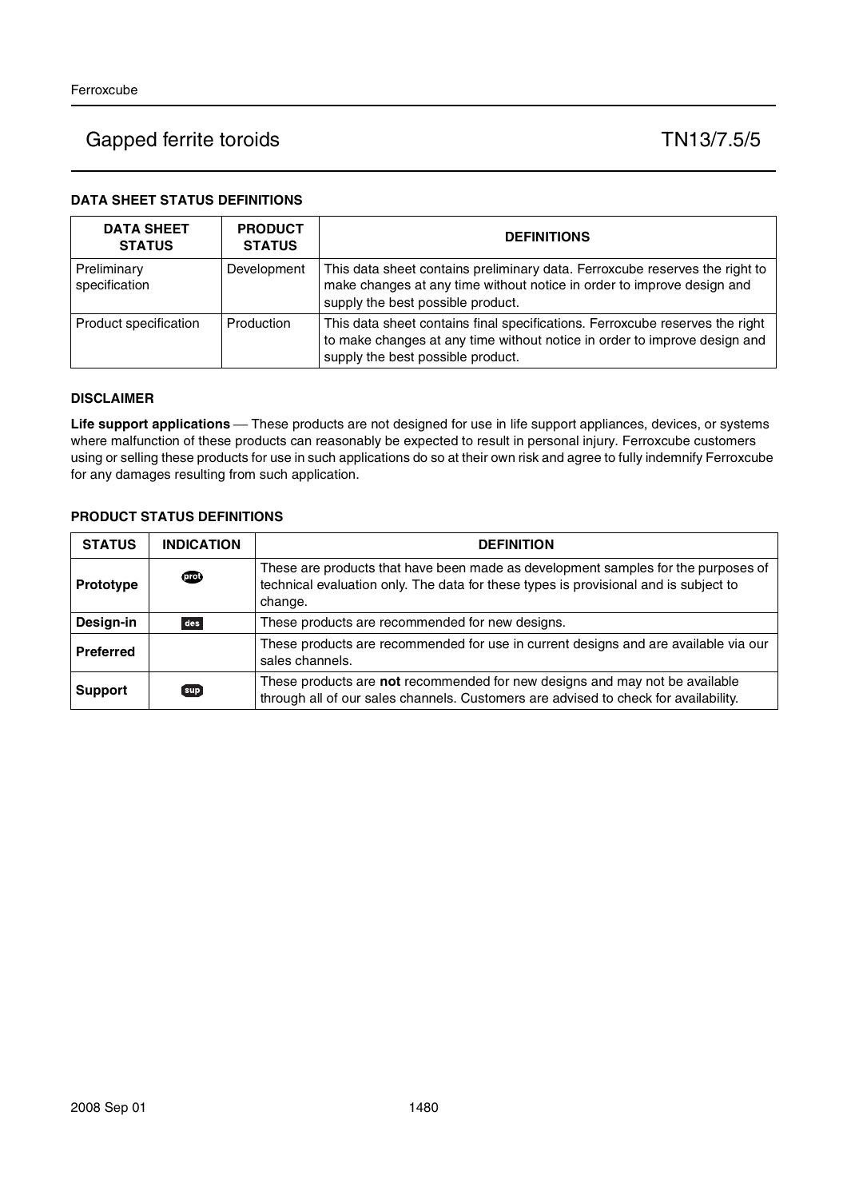## DATA SHEET STATUS DEFINITIONS

| DATA SHEET STATUS | PRODUCT STATUS | DEFINITIONS |
|---|---|---|
| Preliminary specification | Development | This data sheet contains preliminary data. Ferroxcube reserves the right to make changes at any time without notice in order to improve design and supply the best possible product. |
| Product specification | Production | This data sheet contains final specifications. Ferroxcube reserves the right to make changes at any time without notice in order to improve design and supply the best possible product. |

## DISCLAIMER

**Life support applications** — These products are not designed for use in life support appliances, devices, or systems where malfunction of these products can reasonably be expected to result in personal injury. Ferroxcube customers using or selling these products for use in such applications do so at their own risk and agree to fully indemnify Ferroxcube for any damages resulting from such application.

## PRODUCT STATUS DEFINITIONS

| STATUS | INDICATION | DEFINITION |
|---|---|---|
| **Prototype** | prot | These are products that have been made as development samples for the purposes of technical evaluation only. The data for these types is provisional and is subject to change. |
| **Design-in** | des | These products are recommended for new designs. |
| **Preferred** | | These products are recommended for use in current designs and are available via our sales channels. |
| **Support** | sup | These products are **not** recommended for new designs and may not be available through all of our sales channels. Customers are advised to check for availability. |